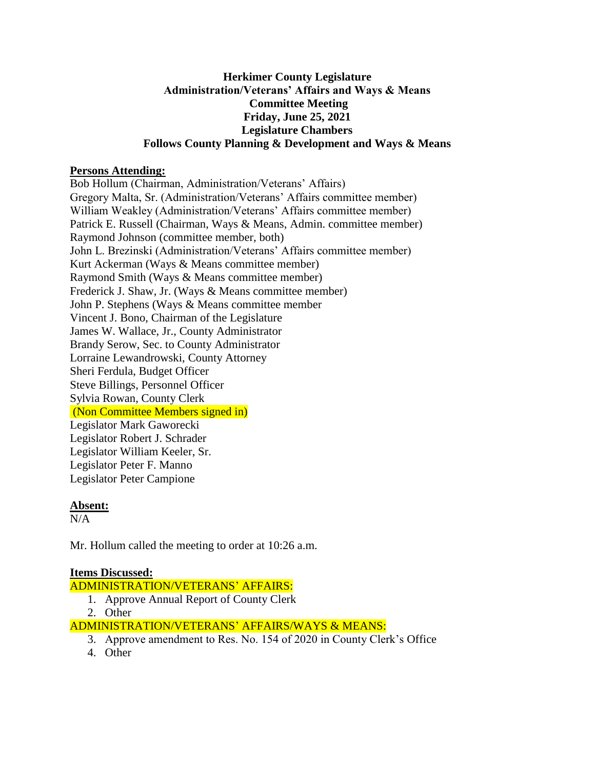**Herkimer County Legislature**
**Administration/Veterans' Affairs and Ways & Means**
**Committee Meeting**
**Friday, June 25, 2021**
**Legislature Chambers**
**Follows County Planning & Development and Ways & Means**

## Persons Attending:

Bob Hollum (Chairman, Administration/Veterans' Affairs)
Gregory Malta, Sr. (Administration/Veterans' Affairs committee member)
William Weakley (Administration/Veterans' Affairs committee member)
Patrick E. Russell (Chairman, Ways & Means, Admin. committee member)
Raymond Johnson (committee member, both)
John L. Brezinski (Administration/Veterans' Affairs committee member)
Kurt Ackerman (Ways & Means committee member)
Raymond Smith (Ways & Means committee member)
Frederick J. Shaw, Jr. (Ways & Means committee member)
John P. Stephens (Ways & Means committee member
Vincent J. Bono, Chairman of the Legislature
James W. Wallace, Jr., County Administrator
Brandy Serow, Sec. to County Administrator
Lorraine Lewandrowski, County Attorney
Sheri Ferdula, Budget Officer
Steve Billings, Personnel Officer
Sylvia Rowan, County Clerk
(Non Committee Members signed in)
Legislator Mark Gaworecki
Legislator Robert J. Schrader
Legislator William Keeler, Sr.
Legislator Peter F. Manno
Legislator Peter Campione

## Absent:

N/A

Mr. Hollum called the meeting to order at 10:26 a.m.

## Items Discussed:

ADMINISTRATION/VETERANS' AFFAIRS:

1. Approve Annual Report of County Clerk
2. Other

ADMINISTRATION/VETERANS' AFFAIRS/WAYS & MEANS:

3. Approve amendment to Res. No. 154 of 2020 in County Clerk's Office
4. Other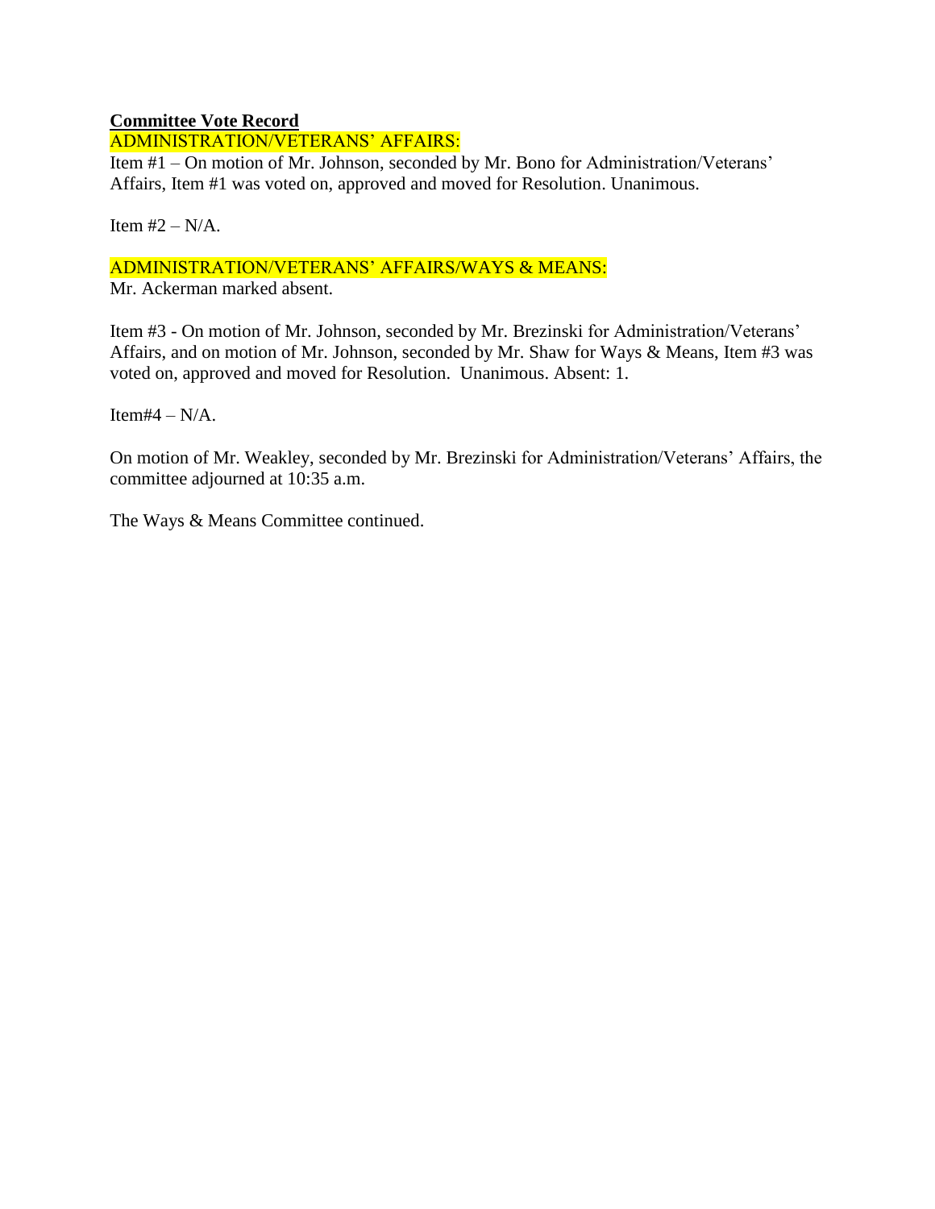**Committee Vote Record**

ADMINISTRATION/VETERANS' AFFAIRS:

Item #1 – On motion of Mr. Johnson, seconded by Mr. Bono for Administration/Veterans' Affairs, Item #1 was voted on, approved and moved for Resolution. Unanimous.

Item #2 – N/A.

ADMINISTRATION/VETERANS' AFFAIRS/WAYS & MEANS:

Mr. Ackerman marked absent.

Item #3 - On motion of Mr. Johnson, seconded by Mr. Brezinski for Administration/Veterans' Affairs, and on motion of Mr. Johnson, seconded by Mr. Shaw for Ways & Means, Item #3 was voted on, approved and moved for Resolution. Unanimous. Absent: 1.

Item#4 – N/A.

On motion of Mr. Weakley, seconded by Mr. Brezinski for Administration/Veterans' Affairs, the committee adjourned at 10:35 a.m.

The Ways & Means Committee continued.